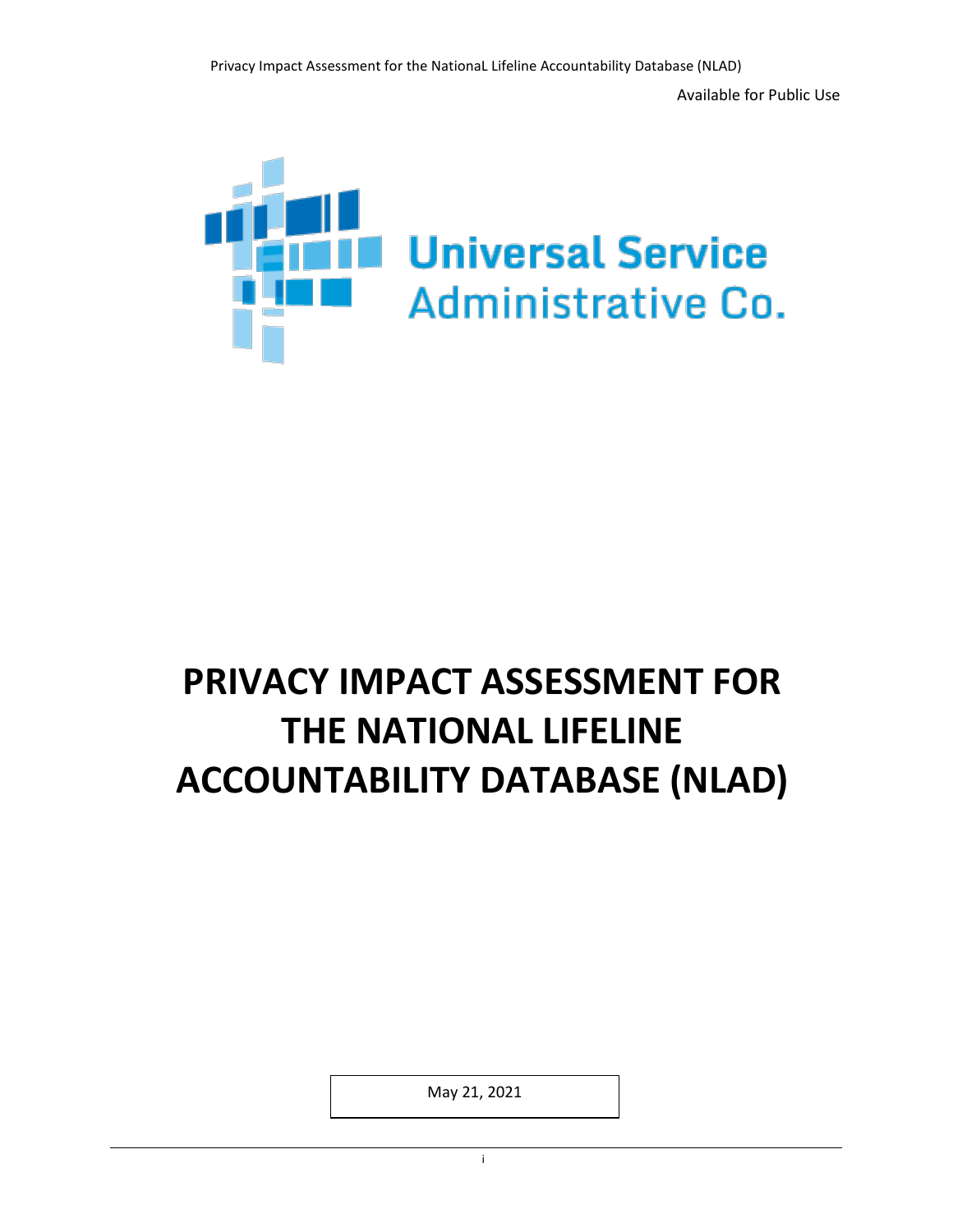Available for Public Use

Universal Service Administrative Co.

# PRIVACY IMPACT ASSESSMENT FOR THE NATIONAL LIFELINE ACCOUNTABILITY DATABASE (NLAD)

May 21, 2021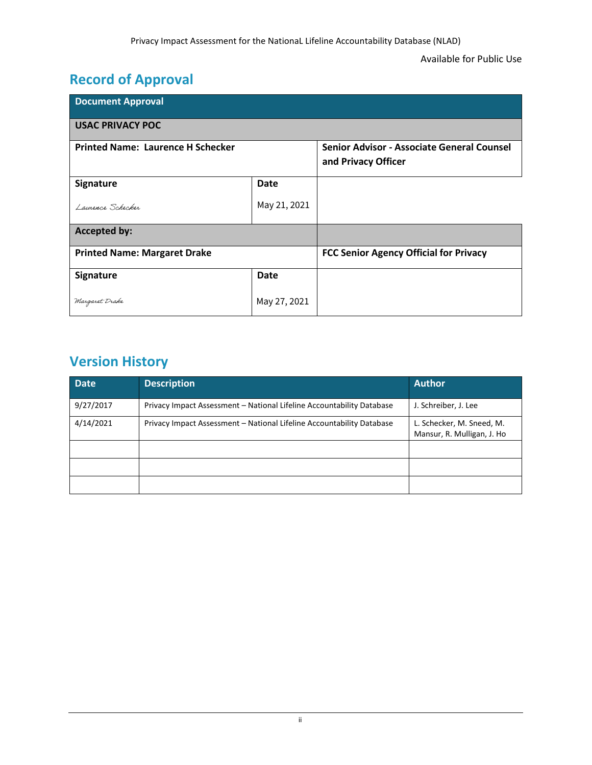Available for Public Use

## Record of Approval

| Document Approval | | |
|---|---|---|
| **USAC PRIVACY POC** | | |
| **Printed Name: Laurence H Schecker** | | **Senior Advisor - Associate General Counsel and Privacy Officer** |
| **Signature**<br>*Laurence Schecker* | **Date**<br>May 21, 2021 | |
| **Accepted by:** | | |
| **Printed Name: Margaret Drake** | | **FCC Senior Agency Official for Privacy** |
| **Signature**<br>*Margaret Drake* | **Date**<br>May 27, 2021 | |

## Version History

| Date | Description | Author |
|---|---|---|
| 9/27/2017 | Privacy Impact Assessment – National Lifeline Accountability Database | J. Schreiber, J. Lee |
| 4/14/2021 | Privacy Impact Assessment – National Lifeline Accountability Database | L. Schecker, M. Sneed, M. Mansur, R. Mulligan, J. Ho |
| | | |
| | | |
| | | |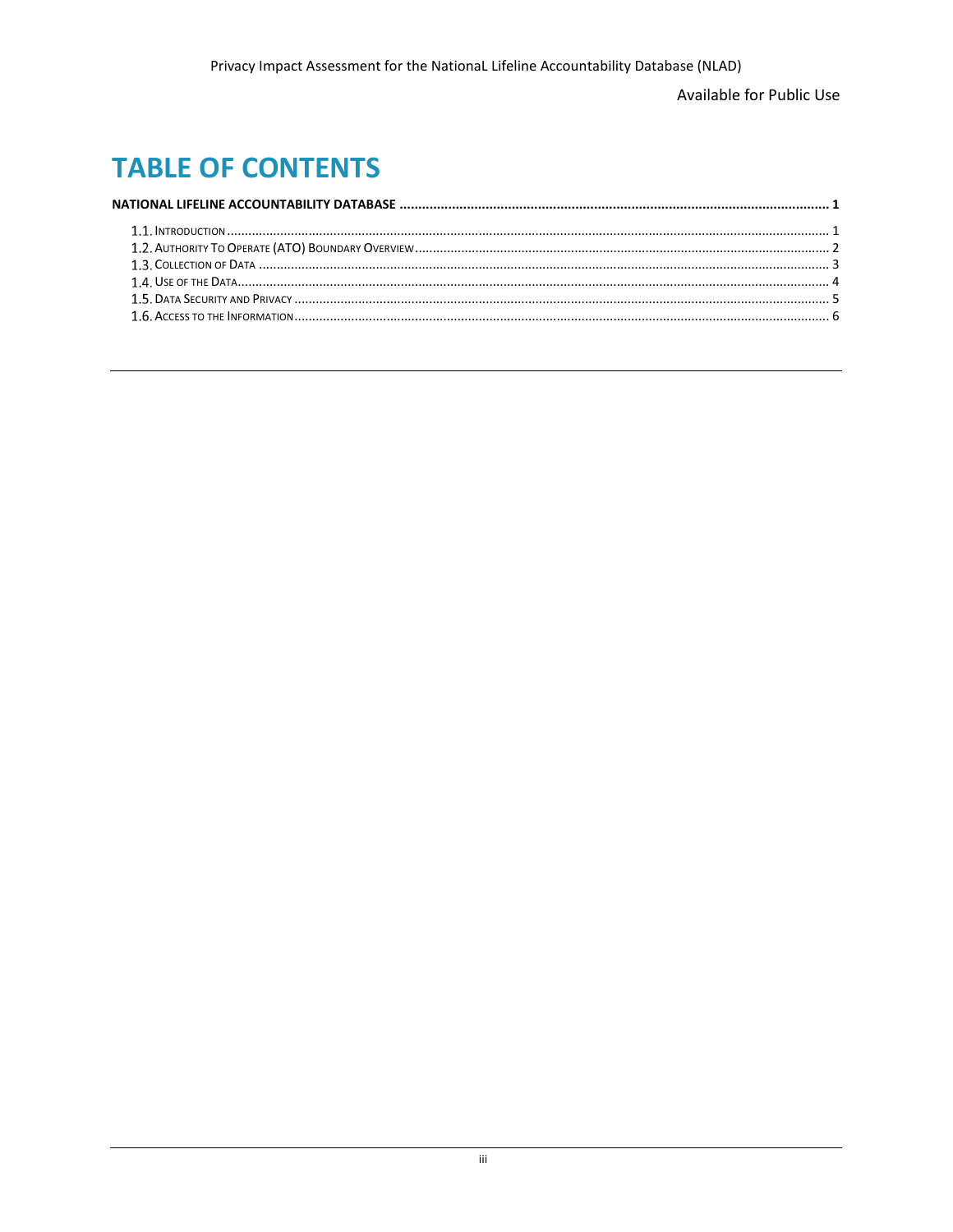# TABLE OF CONTENTS

**NATIONAL LIFELINE ACCOUNTABILITY DATABASE .................................................................................................... 1**

1.1. Introduction ........................................................................................................................................ 1
1.2. Authority To Operate (ATO) Boundary Overview .................................................................................... 2
1.3. Collection of Data ................................................................................................................................ 3
1.4. Use of the Data .................................................................................................................................... 4
1.5. Data Security and Privacy ...................................................................................................................... 5
1.6. Access to the Information ...................................................................................................................... 6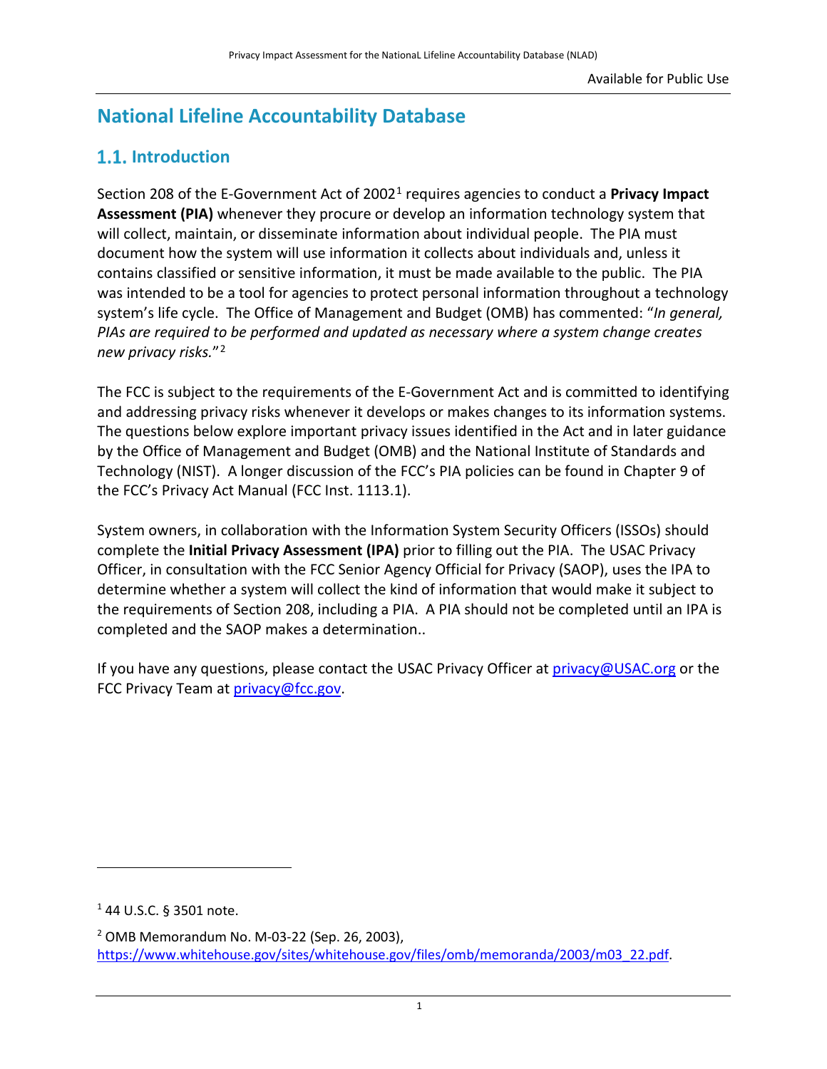# National Lifeline Accountability Database

## 1.1. Introduction

Section 208 of the E-Government Act of 2002[1] requires agencies to conduct a **Privacy Impact Assessment (PIA)** whenever they procure or develop an information technology system that will collect, maintain, or disseminate information about individual people. The PIA must document how the system will use information it collects about individuals and, unless it contains classified or sensitive information, it must be made available to the public. The PIA was intended to be a tool for agencies to protect personal information throughout a technology system's life cycle. The Office of Management and Budget (OMB) has commented: "*In general, PIAs are required to be performed and updated as necessary where a system change creates new privacy risks.*"[2]

The FCC is subject to the requirements of the E-Government Act and is committed to identifying and addressing privacy risks whenever it develops or makes changes to its information systems. The questions below explore important privacy issues identified in the Act and in later guidance by the Office of Management and Budget (OMB) and the National Institute of Standards and Technology (NIST). A longer discussion of the FCC's PIA policies can be found in Chapter 9 of the FCC's Privacy Act Manual (FCC Inst. 1113.1).

System owners, in collaboration with the Information System Security Officers (ISSOs) should complete the **Initial Privacy Assessment (IPA)** prior to filling out the PIA. The USAC Privacy Officer, in consultation with the FCC Senior Agency Official for Privacy (SAOP), uses the IPA to determine whether a system will collect the kind of information that would make it subject to the requirements of Section 208, including a PIA. A PIA should not be completed until an IPA is completed and the SAOP makes a determination..

If you have any questions, please contact the USAC Privacy Officer at [privacy@USAC.org](mailto:privacy@USAC.org) or the FCC Privacy Team at [privacy@fcc.gov](mailto:privacy@fcc.gov).

---

[1] 44 U.S.C. § 3501 note.

[2] OMB Memorandum No. M-03-22 (Sep. 26, 2003), https://www.whitehouse.gov/sites/whitehouse.gov/files/omb/memoranda/2003/m03_22.pdf.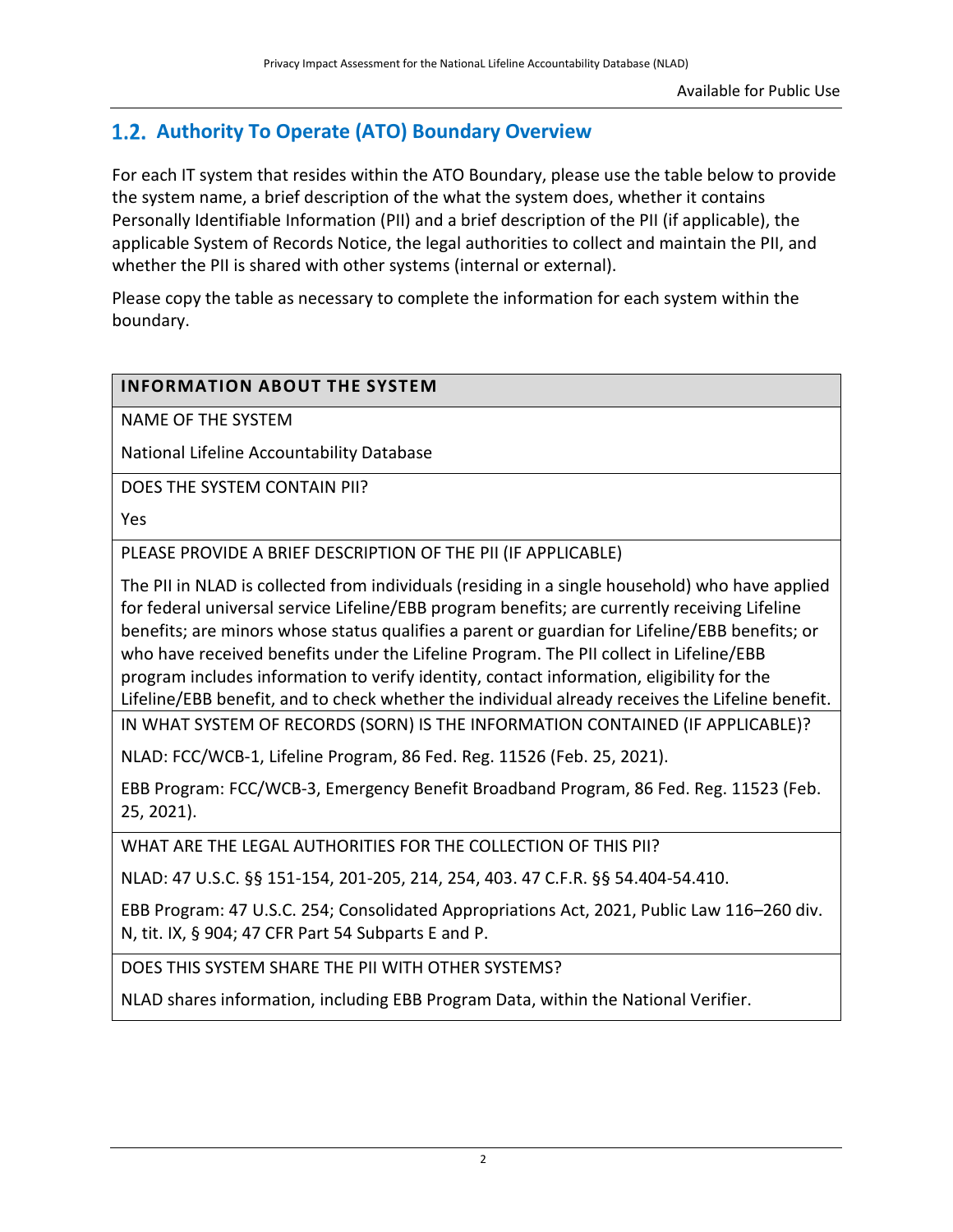## 1.2. Authority To Operate (ATO) Boundary Overview

For each IT system that resides within the ATO Boundary, please use the table below to provide the system name, a brief description of the what the system does, whether it contains Personally Identifiable Information (PII) and a brief description of the PII (if applicable), the applicable System of Records Notice, the legal authorities to collect and maintain the PII, and whether the PII is shared with other systems (internal or external).

Please copy the table as necessary to complete the information for each system within the boundary.

| **INFORMATION ABOUT THE SYSTEM** |
| --- |
| NAME OF THE SYSTEM<br><br>National Lifeline Accountability Database |
| DOES THE SYSTEM CONTAIN PII?<br><br>Yes |
| PLEASE PROVIDE A BRIEF DESCRIPTION OF THE PII (IF APPLICABLE)<br><br>The PII in NLAD is collected from individuals (residing in a single household) who have applied for federal universal service Lifeline/EBB program benefits; are currently receiving Lifeline benefits; are minors whose status qualifies a parent or guardian for Lifeline/EBB benefits; or who have received benefits under the Lifeline Program. The PII collect in Lifeline/EBB program includes information to verify identity, contact information, eligibility for the Lifeline/EBB benefit, and to check whether the individual already receives the Lifeline benefit. |
| IN WHAT SYSTEM OF RECORDS (SORN) IS THE INFORMATION CONTAINED (IF APPLICABLE)?<br><br>NLAD: FCC/WCB-1, Lifeline Program, 86 Fed. Reg. 11526 (Feb. 25, 2021).<br><br>EBB Program: FCC/WCB-3, Emergency Benefit Broadband Program, 86 Fed. Reg. 11523 (Feb. 25, 2021). |
| WHAT ARE THE LEGAL AUTHORITIES FOR THE COLLECTION OF THIS PII?<br><br>NLAD: 47 U.S.C. §§ 151-154, 201-205, 214, 254, 403. 47 C.F.R. §§ 54.404-54.410.<br><br>EBB Program: 47 U.S.C. 254; Consolidated Appropriations Act, 2021, Public Law 116–260 div. N, tit. IX, § 904; 47 CFR Part 54 Subparts E and P. |
| DOES THIS SYSTEM SHARE THE PII WITH OTHER SYSTEMS?<br><br>NLAD shares information, including EBB Program Data, within the National Verifier. |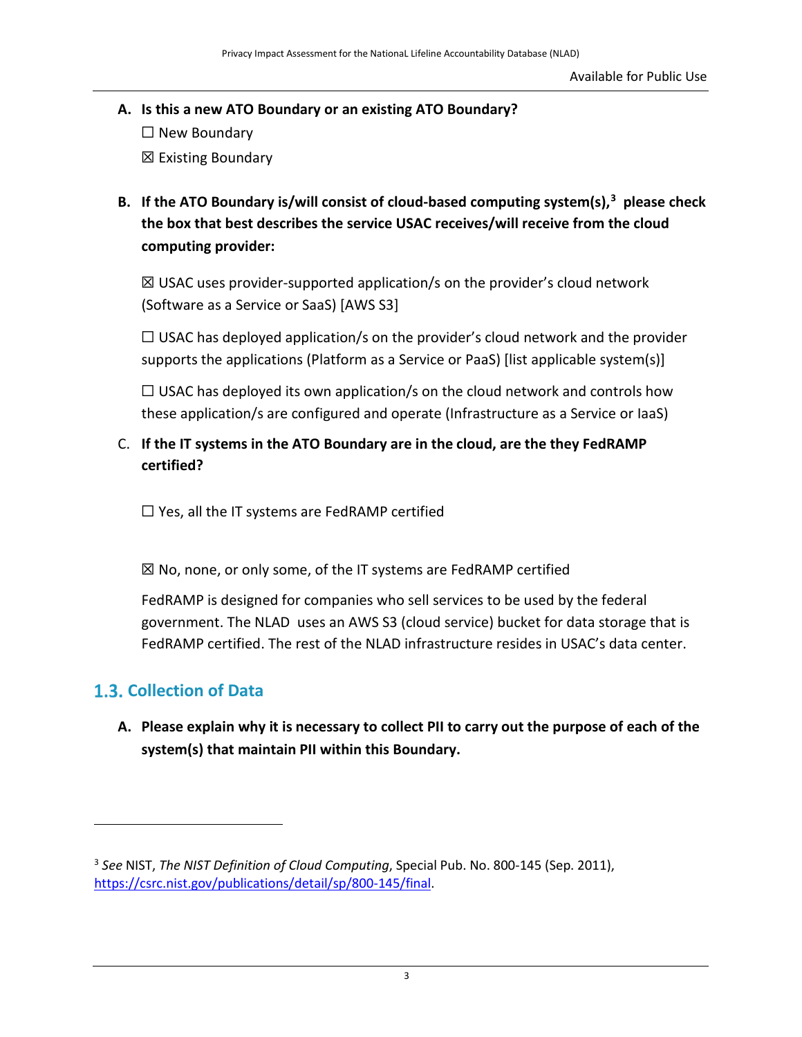**A. Is this a new ATO Boundary or an existing ATO Boundary?**

☐ New Boundary

☒ Existing Boundary

**B. If the ATO Boundary is/will consist of cloud-based computing system(s),[3] please check the box that best describes the service USAC receives/will receive from the cloud computing provider:**

☒ USAC uses provider-supported application/s on the provider's cloud network (Software as a Service or SaaS) [AWS S3]

☐ USAC has deployed application/s on the provider's cloud network and the provider supports the applications (Platform as a Service or PaaS) [list applicable system(s)]

☐ USAC has deployed its own application/s on the cloud network and controls how these application/s are configured and operate (Infrastructure as a Service or IaaS)

C. **If the IT systems in the ATO Boundary are in the cloud, are the they FedRAMP certified?**

☐ Yes, all the IT systems are FedRAMP certified

☒ No, none, or only some, of the IT systems are FedRAMP certified

FedRAMP is designed for companies who sell services to be used by the federal government. The NLAD uses an AWS S3 (cloud service) bucket for data storage that is FedRAMP certified. The rest of the NLAD infrastructure resides in USAC's data center.

## 1.3. Collection of Data

**A. Please explain why it is necessary to collect PII to carry out the purpose of each of the system(s) that maintain PII within this Boundary.**

---

[3] *See* NIST, *The NIST Definition of Cloud Computing*, Special Pub. No. 800-145 (Sep. 2011), https://csrc.nist.gov/publications/detail/sp/800-145/final.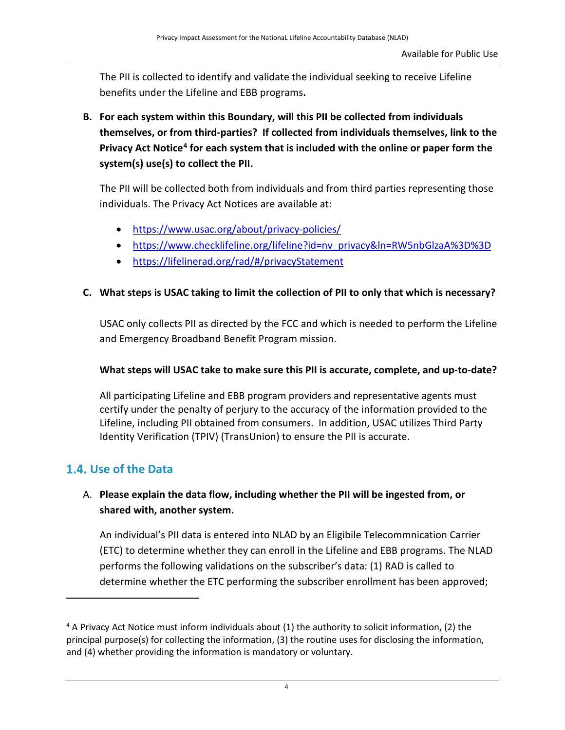The PII is collected to identify and validate the individual seeking to receive Lifeline benefits under the Lifeline and EBB programs**.**

**B. For each system within this Boundary, will this PII be collected from individuals themselves, or from third-parties? If collected from individuals themselves, link to the Privacy Act Notice[4] for each system that is included with the online or paper form the system(s) use(s) to collect the PII.**

The PII will be collected both from individuals and from third parties representing those individuals. The Privacy Act Notices are available at:

- https://www.usac.org/about/privacy-policies/
- https://www.checklifeline.org/lifeline?id=nv_privacy&ln=RW5nbGlzaA%3D%3D
- https://lifelinerad.org/rad/#/privacyStatement

**C. What steps is USAC taking to limit the collection of PII to only that which is necessary?**

USAC only collects PII as directed by the FCC and which is needed to perform the Lifeline and Emergency Broadband Benefit Program mission.

**What steps will USAC take to make sure this PII is accurate, complete, and up-to-date?**

All participating Lifeline and EBB program providers and representative agents must certify under the penalty of perjury to the accuracy of the information provided to the Lifeline, including PII obtained from consumers. In addition, USAC utilizes Third Party Identity Verification (TPIV) (TransUnion) to ensure the PII is accurate.

## 1.4. Use of the Data

A. **Please explain the data flow, including whether the PII will be ingested from, or shared with, another system.**

An individual's PII data is entered into NLAD by an Eligibile Telecommnication Carrier (ETC) to determine whether they can enroll in the Lifeline and EBB programs. The NLAD performs the following validations on the subscriber's data: (1) RAD is called to determine whether the ETC performing the subscriber enrollment has been approved;

[4] A Privacy Act Notice must inform individuals about (1) the authority to solicit information, (2) the principal purpose(s) for collecting the information, (3) the routine uses for disclosing the information, and (4) whether providing the information is mandatory or voluntary.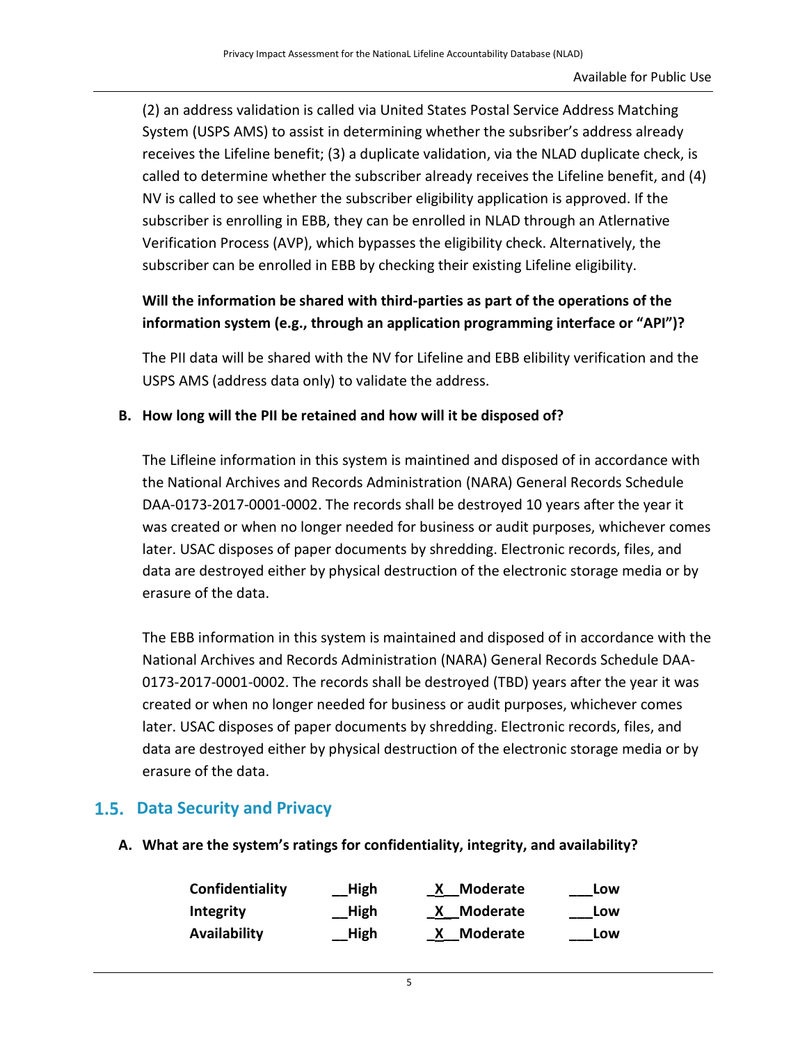(2) an address validation is called via United States Postal Service Address Matching System (USPS AMS) to assist in determining whether the subsriber's address already receives the Lifeline benefit; (3) a duplicate validation, via the NLAD duplicate check, is called to determine whether the subscriber already receives the Lifeline benefit, and (4) NV is called to see whether the subscriber eligibility application is approved. If the subscriber is enrolling in EBB, they can be enrolled in NLAD through an Atlernative Verification Process (AVP), which bypasses the eligibility check. Alternatively, the subscriber can be enrolled in EBB by checking their existing Lifeline eligibility.

**Will the information be shared with third-parties as part of the operations of the information system (e.g., through an application programming interface or "API")?**

The PII data will be shared with the NV for Lifeline and EBB elibility verification and the USPS AMS (address data only) to validate the address.

**B. How long will the PII be retained and how will it be disposed of?**

The Lifleine information in this system is maintined and disposed of in accordance with the National Archives and Records Administration (NARA) General Records Schedule DAA-0173-2017-0001-0002. The records shall be destroyed 10 years after the year it was created or when no longer needed for business or audit purposes, whichever comes later. USAC disposes of paper documents by shredding. Electronic records, files, and data are destroyed either by physical destruction of the electronic storage media or by erasure of the data.

The EBB information in this system is maintained and disposed of in accordance with the National Archives and Records Administration (NARA) General Records Schedule DAA-0173-2017-0001-0002. The records shall be destroyed (TBD) years after the year it was created or when no longer needed for business or audit purposes, whichever comes later. USAC disposes of paper documents by shredding. Electronic records, files, and data are destroyed either by physical destruction of the electronic storage media or by erasure of the data.

## 1.5. Data Security and Privacy

**A. What are the system's ratings for confidentiality, integrity, and availability?**

| | | | |
|---|---|---|---|
| **Confidentiality** | **__High** | **_X__Moderate** | **___Low** |
| **Integrity** | **__High** | **_X__Moderate** | **___Low** |
| **Availability** | **__High** | **_X__Moderate** | **___Low** |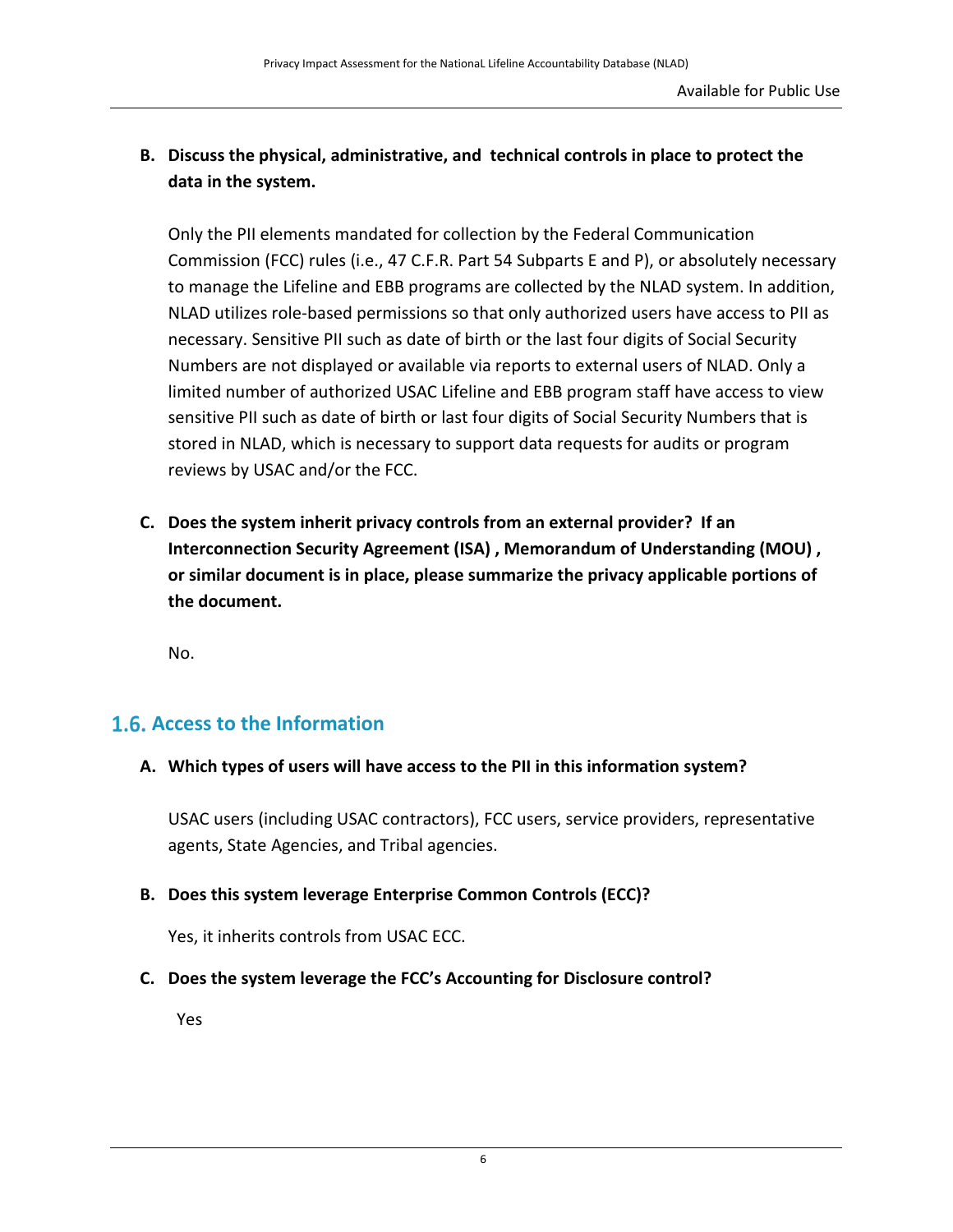**B. Discuss the physical, administrative, and technical controls in place to protect the data in the system.**

Only the PII elements mandated for collection by the Federal Communication Commission (FCC) rules (i.e., 47 C.F.R. Part 54 Subparts E and P), or absolutely necessary to manage the Lifeline and EBB programs are collected by the NLAD system. In addition, NLAD utilizes role-based permissions so that only authorized users have access to PII as necessary. Sensitive PII such as date of birth or the last four digits of Social Security Numbers are not displayed or available via reports to external users of NLAD. Only a limited number of authorized USAC Lifeline and EBB program staff have access to view sensitive PII such as date of birth or last four digits of Social Security Numbers that is stored in NLAD, which is necessary to support data requests for audits or program reviews by USAC and/or the FCC.

**C. Does the system inherit privacy controls from an external provider? If an Interconnection Security Agreement (ISA) , Memorandum of Understanding (MOU) , or similar document is in place, please summarize the privacy applicable portions of the document.**

No.

## 1.6. Access to the Information

**A. Which types of users will have access to the PII in this information system?**

USAC users (including USAC contractors), FCC users, service providers, representative agents, State Agencies, and Tribal agencies.

**B. Does this system leverage Enterprise Common Controls (ECC)?**

Yes, it inherits controls from USAC ECC.

**C. Does the system leverage the FCC's Accounting for Disclosure control?**

Yes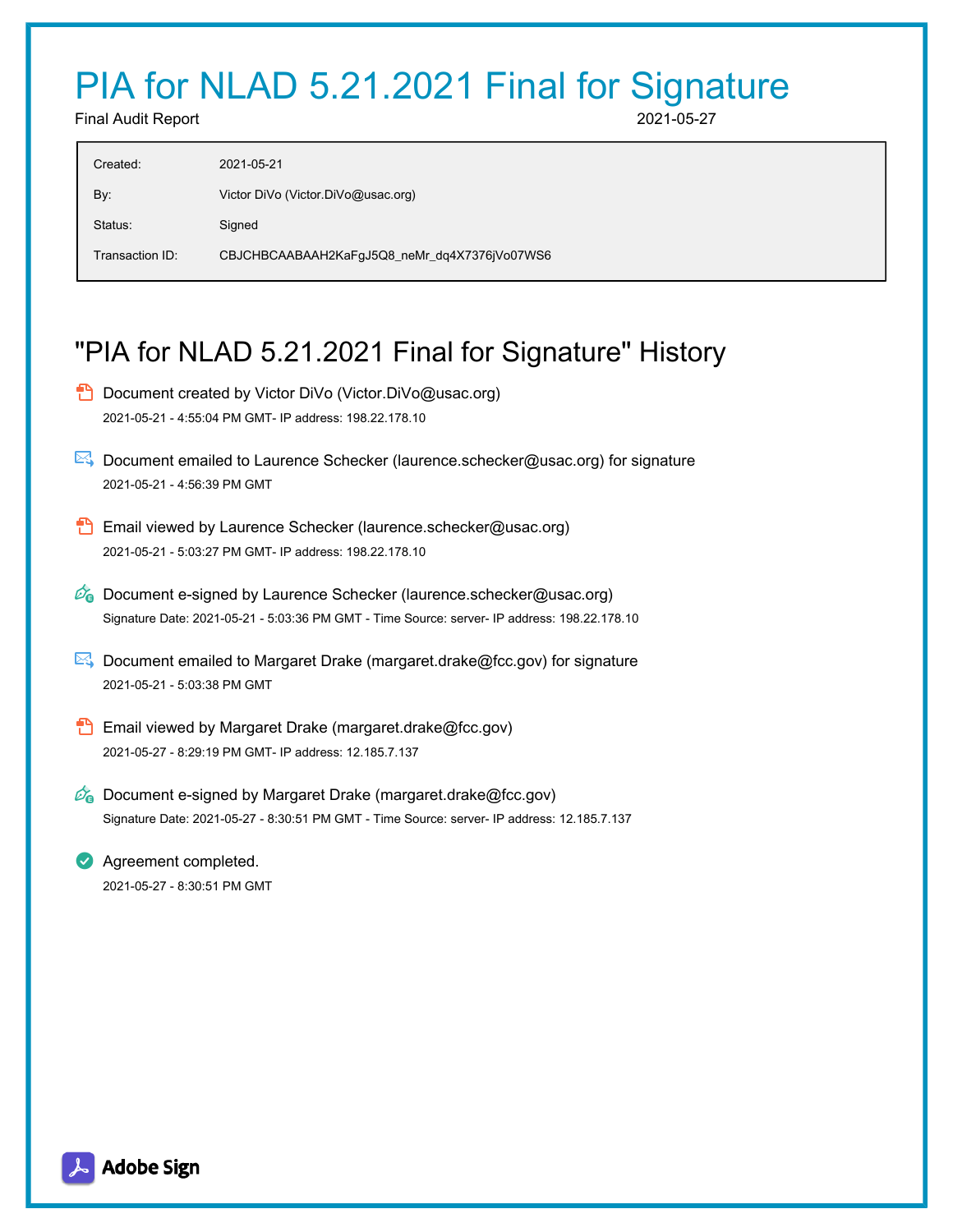# PIA for NLAD 5.21.2021 Final for Signature

Final Audit Report 2021-05-27

| | |
|---|---|
| Created: | 2021-05-21 |
| By: | Victor DiVo (Victor.DiVo@usac.org) |
| Status: | Signed |
| Transaction ID: | CBJCHBCAABAAH2KaFgJ5Q8_neMr_dq4X7376jVo07WS6 |

## "PIA for NLAD 5.21.2021 Final for Signature" History

- Document created by Victor DiVo (Victor.DiVo@usac.org)
  2021-05-21 - 4:55:04 PM GMT- IP address: 198.22.178.10

- Document emailed to Laurence Schecker (laurence.schecker@usac.org) for signature
  2021-05-21 - 4:56:39 PM GMT

- Email viewed by Laurence Schecker (laurence.schecker@usac.org)
  2021-05-21 - 5:03:27 PM GMT- IP address: 198.22.178.10

- Document e-signed by Laurence Schecker (laurence.schecker@usac.org)
  Signature Date: 2021-05-21 - 5:03:36 PM GMT - Time Source: server- IP address: 198.22.178.10

- Document emailed to Margaret Drake (margaret.drake@fcc.gov) for signature
  2021-05-21 - 5:03:38 PM GMT

- Email viewed by Margaret Drake (margaret.drake@fcc.gov)
  2021-05-27 - 8:29:19 PM GMT- IP address: 12.185.7.137

- Document e-signed by Margaret Drake (margaret.drake@fcc.gov)
  Signature Date: 2021-05-27 - 8:30:51 PM GMT - Time Source: server- IP address: 12.185.7.137

- Agreement completed.
  2021-05-27 - 8:30:51 PM GMT

Adobe Sign